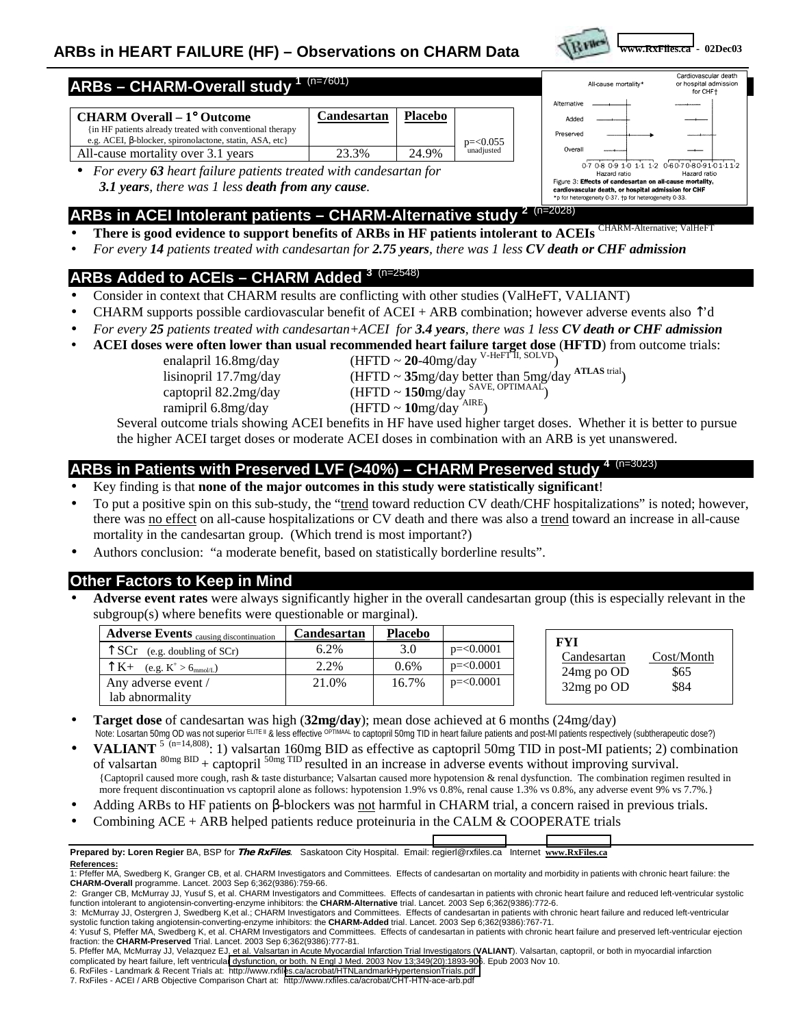# ARBs in HEART FAILURE (HF) – Observations on CHARM Data

www.RxFiles.ca - 02Dec03

## ARBs – CHARM-Overall study [1] (n=7601)

| CHARM Overall – 1° Outcome {in HF patients already treated with conventional therapy e.g. ACEI, β-blocker, spironolactone, statin, ASA, etc} | Candesartan | Placebo | |
|---|---|---|---|
| All-cause mortality over 3.1 years | 23.3% | 24.9% | p=<0.055 unadjusted |

- *For every **63** heart failure patients treated with candesartan for **3.1 years**, there was 1 less **death from any cause**.*

Figure 3: **Effects of candesartan on all-cause mortality, cardiovascular death, or hospital admission for CHF**
*p for heterogeneity 0·37. †p for heterogeneity 0·33.

## ARBs in ACEI Intolerant patients – CHARM-Alternative study [2] (n=2028)

- **There is good evidence to support benefits of ARBs in HF patients intolerant to ACEIs** CHARM-Alternative; ValHeFT
- *For every **14** patients treated with candesartan for **2.75 years**, there was 1 less **CV death or CHF admission***

## ARBs Added to ACEIs – CHARM Added [3] (n=2548)

- Consider in context that CHARM results are conflicting with other studies (ValHeFT, VALIANT)
- CHARM supports possible cardiovascular benefit of ACEI + ARB combination; however adverse events also ↑'d
- *For every **25** patients treated with candesartan+ACEI for **3.4 years**, there was 1 less **CV death or CHF admission***
- **ACEI doses were often lower than usual recommended heart failure target dose** (**HFTD**) from outcome trials:
  - enalapril 16.8mg/day (HFTD ~ **20**-40mg/day V-HeFT II, SOLVD)
  - lisinopril 17.7mg/day (HFTD ~ **35**mg/day better than 5mg/day **ATLAS** trial)
  - captopril 82.2mg/day (HFTD ~ **150**mg/day SAVE, OPTIMAAL)
  - ramipril 6.8mg/day (HFTD ~ **10**mg/day AIRE)

  Several outcome trials showing ACEI benefits in HF have used higher target doses. Whether it is better to pursue the higher ACEI target doses or moderate ACEI doses in combination with an ARB is yet unanswered.

## ARBs in Patients with Preserved LVF (>40%) – CHARM Preserved study [4] (n=3023)

- Key finding is that **none of the major outcomes in this study were statistically significant**!
- To put a positive spin on this sub-study, the "trend toward reduction CV death/CHF hospitalizations" is noted; however, there was no effect on all-cause hospitalizations or CV death and there was also a trend toward an increase in all-cause mortality in the candesartan group. (Which trend is most important?)
- Authors conclusion: "a moderate benefit, based on statistically borderline results".

## Other Factors to Keep in Mind

- **Adverse event rates** were always significantly higher in the overall candesartan group (this is especially relevant in the subgroup(s) where benefits were questionable or marginal).

| Adverse Events causing discontinuation | Candesartan | Placebo | |
|---|---|---|---|
| ↑SCr (e.g. doubling of SCr) | 6.2% | 3.0 | p=<0.0001 |
| ↑K+ (e.g. $K^+ > 6_{mmol/L}$) | 2.2% | 0.6% | p=<0.0001 |
| Any adverse event / lab abnormality | 21.0% | 16.7% | p=<0.0001 |

| FYI Candesartan | Cost/Month |
|---|---|
| 24mg po OD | $65 |
| 32mg po OD | $84 |

- **Target dose** of candesartan was high (**32mg/day**); mean dose achieved at 6 months (24mg/day)
  Note: Losartan 50mg OD was not superior ELITE II & less effective OPTIMAAL to captopril 50mg TID in heart failure patients and post-MI patients respectively (subtherapeutic dose?)
- **VALIANT** [5] (n=14,808): 1) valsartan 160mg BID as effective as captopril 50mg TID in post-MI patients; 2) combination of valsartan 80mg BID + captopril 50mg TID resulted in an increase in adverse events without improving survival.
  {Captopril caused more cough, rash & taste disturbance; Valsartan caused more hypotension & renal dysfunction. The combination regimen resulted in more frequent discontinuation vs captopril alone as follows: hypotension 1.9% vs 0.8%, renal cause 1.3% vs 0.8%, any adverse event 9% vs 7.7%.}
- Adding ARBs to HF patients on β-blockers was not harmful in CHARM trial, a concern raised in previous trials.
- Combining ACE + ARB helped patients reduce proteinuria in the CALM & COOPERATE trials

**Prepared by: Loren Regier** BA, BSP for ***The RxFiles***. Saskatoon City Hospital. Email: regierl@rxfiles.ca Internet **www.RxFiles.ca**

**References:**
1: Pfeffer MA, Swedberg K, Granger CB, et al. CHARM Investigators and Committees. Effects of candesartan on mortality and morbidity in patients with chronic heart failure: the **CHARM-Overall** programme. Lancet. 2003 Sep 6;362(9386):759-66.
2: Granger CB, McMurray JJ, Yusuf S, et al. CHARM Investigators and Committees. Effects of candesartan in patients with chronic heart failure and reduced left-ventricular systolic function intolerant to angiotensin-converting-enzyme inhibitors: the **CHARM-Alternative** trial. Lancet. 2003 Sep 6;362(9386):772-6.
3: McMurray JJ, Ostergren J, Swedberg K,et al.; CHARM Investigators and Committees. Effects of candesartan in patients with chronic heart failure and reduced left-ventricular systolic function taking angiotensin-converting-enzyme inhibitors: the **CHARM-Added** trial. Lancet. 2003 Sep 6;362(9386):767-71.
4: Yusuf S, Pfeffer MA, Swedberg K, et al. CHARM Investigators and Committees. Effects of candesartan in patients with chronic heart failure and preserved left-ventricular ejection fraction: the **CHARM-Preserved** Trial. Lancet. 2003 Sep 6;362(9386):777-81.
5. Pfeffer MA, McMurray JJ, Velazquez EJ, et al. Valsartan in Acute Myocardial Infarction Trial Investigators (**VALIANT**). Valsartan, captopril, or both in myocardial infarction complicated by heart failure, left ventricular dysfunction, or both. N Engl J Med. 2003 Nov 13;349(20):1893-906. Epub 2003 Nov 10.
6. RxFiles - Landmark & Recent Trials at: http://www.rxfiles.ca/acrobat/HTNLandmarkHypertensionTrials.pdf
7. RxFiles - ACEI / ARB Objective Comparison Chart at: http://www.rxfiles.ca/acrobat/CHT-HTN-ace-arb.pdf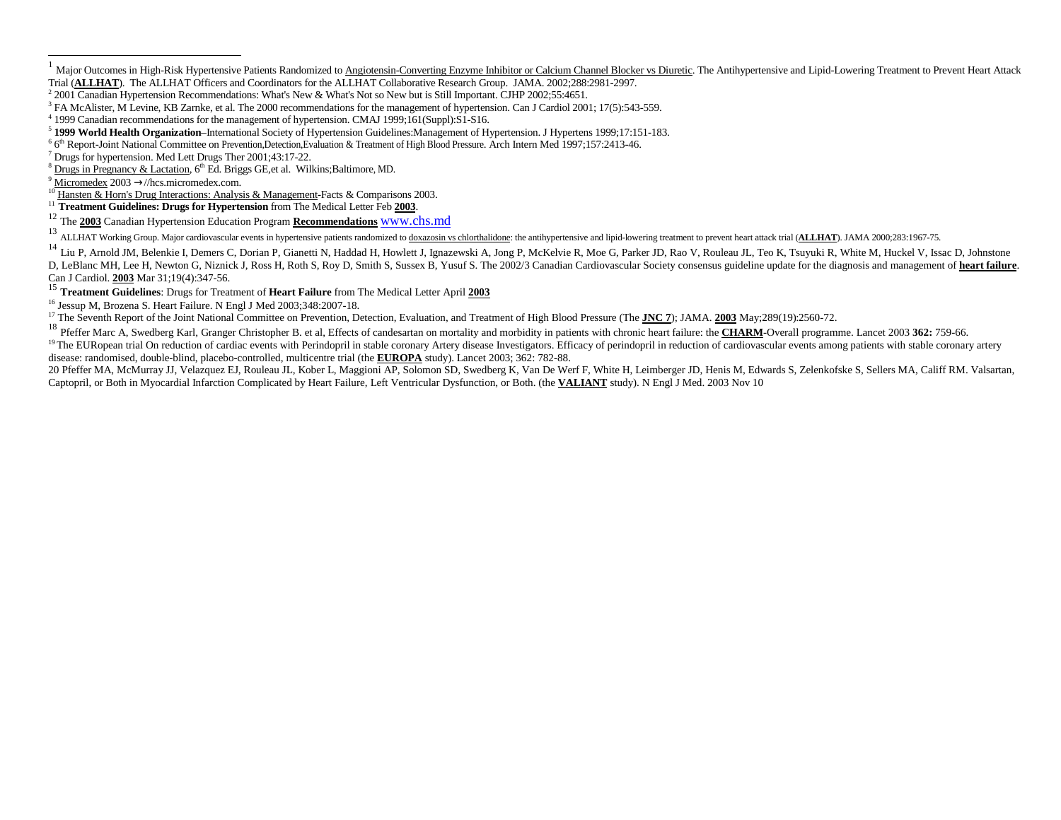[1] Major Outcomes in High-Risk Hypertensive Patients Randomized to Angiotensin-Converting Enzyme Inhibitor or Calcium Channel Blocker vs Diuretic. The Antihypertensive and Lipid-Lowering Treatment to Prevent Heart Attack Trial (**ALLHAT**). The ALLHAT Officers and Coordinators for the ALLHAT Collaborative Research Group. JAMA. 2002;288:2981-2997.

[2] 2001 Canadian Hypertension Recommendations: What's New & What's Not so New but is Still Important. CJHP 2002;55:4651.

[3] FA McAlister, M Levine, KB Zarnke, et al. The 2000 recommendations for the management of hypertension. Can J Cardiol 2001; 17(5):543-559.

[4] 1999 Canadian recommendations for the management of hypertension. CMAJ 1999;161(Suppl):S1-S16.

[5] **1999 World Health Organization**–International Society of Hypertension Guidelines:Management of Hypertension. J Hypertens 1999;17:151-183.

[6] 6th Report-Joint National Committee on Prevention,Detection,Evaluation & Treatment of High Blood Pressure. Arch Intern Med 1997;157:2413-46.

[7] Drugs for hypertension. Med Lett Drugs Ther 2001;43:17-22.

[8] Drugs in Pregnancy & Lactation, 6th Ed. Briggs GE,et al. Wilkins;Baltimore, MD.

[9] Micromedex 2003 →//hcs.micromedex.com.

[10] Hansten & Horn's Drug Interactions: Analysis & Management-Facts & Comparisons 2003.

[11] **Treatment Guidelines: Drugs for Hypertension** from The Medical Letter Feb **2003**.

[12] The **2003** Canadian Hypertension Education Program **Recommendations** www.chs.md

[13] ALLHAT Working Group. Major cardiovascular events in hypertensive patients randomized to doxazosin vs chlorthalidone: the antihypertensive and lipid-lowering treatment to prevent heart attack trial (**ALLHAT**). JAMA 2000;283:1967-75.

[14] Liu P, Arnold JM, Belenkie I, Demers C, Dorian P, Gianetti N, Haddad H, Howlett J, Ignazewski A, Jong P, McKelvie R, Moe G, Parker JD, Rao V, Rouleau JL, Teo K, Tsuyuki R, White M, Huckel V, Issac D, Johnstone D, LeBlanc MH, Lee H, Newton G, Niznick J, Ross H, Roth S, Roy D, Smith S, Sussex B, Yusuf S. The 2002/3 Canadian Cardiovascular Society consensus guideline update for the diagnosis and management of **heart failure**. Can J Cardiol. **2003** Mar 31;19(4):347-56.

[15] **Treatment Guidelines**: Drugs for Treatment of **Heart Failure** from The Medical Letter April **2003**

[16] Jessup M, Brozena S. Heart Failure. N Engl J Med 2003;348:2007-18.

[17] The Seventh Report of the Joint National Committee on Prevention, Detection, Evaluation, and Treatment of High Blood Pressure (The **JNC 7**); JAMA. **2003** May;289(19):2560-72.

[18] Pfeffer Marc A, Swedberg Karl, Granger Christopher B. et al, Effects of candesartan on mortality and morbidity in patients with chronic heart failure: the **CHARM**-Overall programme. Lancet 2003 **362:** 759-66.

[19] The EURopean trial On reduction of cardiac events with Perindopril in stable coronary Artery disease Investigators. Efficacy of perindopril in reduction of cardiovascular events among patients with stable coronary artery disease: randomised, double-blind, placebo-controlled, multicentre trial (the **EUROPA** study). Lancet 2003; 362: 782-88.

20 Pfeffer MA, McMurray JJ, Velazquez EJ, Rouleau JL, Kober L, Maggioni AP, Solomon SD, Swedberg K, Van De Werf F, White H, Leimberger JD, Henis M, Edwards S, Zelenkofske S, Sellers MA, Califf RM. Valsartan, Captopril, or Both in Myocardial Infarction Complicated by Heart Failure, Left Ventricular Dysfunction, or Both. (the **VALIANT** study). N Engl J Med. 2003 Nov 10